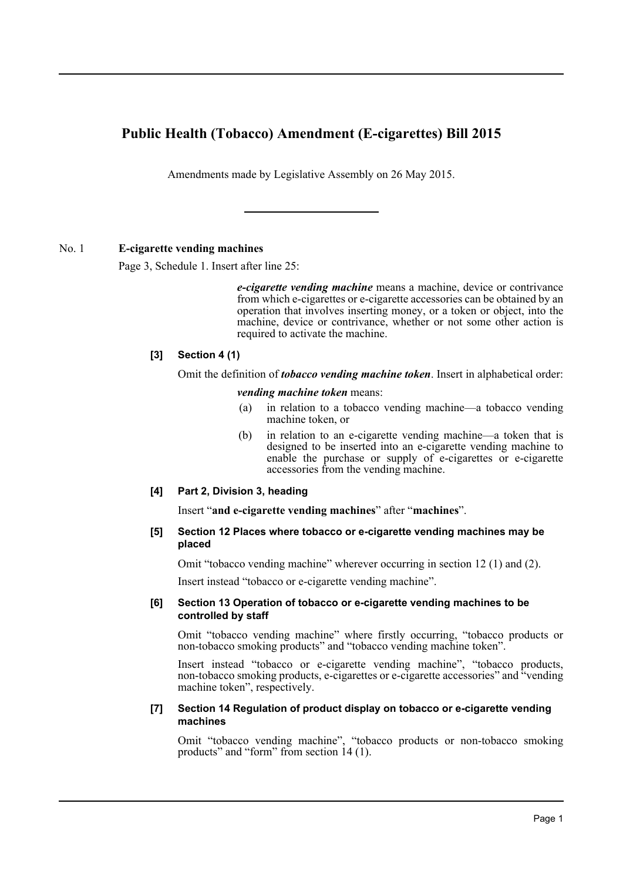# Public Health (Tobacco) Amendment (E-cigarettes) Bill 2015

Amendments made by Legislative Assembly on 26 May 2015.

---

No. 1 **E-cigarette vending machines**

Page 3, Schedule 1. Insert after line 25:

> ***e-cigarette vending machine*** means a machine, device or contrivance from which e-cigarettes or e-cigarette accessories can be obtained by an operation that involves inserting money, or a token or object, into the machine, device or contrivance, whether or not some other action is required to activate the machine.

**[3] Section 4 (1)**

Omit the definition of ***tobacco vending machine token***. Insert in alphabetical order:

> ***vending machine token*** means:
>
> (a) in relation to a tobacco vending machine—a tobacco vending machine token, or
>
> (b) in relation to an e-cigarette vending machine—a token that is designed to be inserted into an e-cigarette vending machine to enable the purchase or supply of e-cigarettes or e-cigarette accessories from the vending machine.

**[4] Part 2, Division 3, heading**

Insert "**and e-cigarette vending machines**" after "**machines**".

**[5] Section 12 Places where tobacco or e-cigarette vending machines may be placed**

Omit "tobacco vending machine" wherever occurring in section 12 (1) and (2).

Insert instead "tobacco or e-cigarette vending machine".

**[6] Section 13 Operation of tobacco or e-cigarette vending machines to be controlled by staff**

Omit "tobacco vending machine" where firstly occurring, "tobacco products or non-tobacco smoking products" and "tobacco vending machine token".

Insert instead "tobacco or e-cigarette vending machine", "tobacco products, non-tobacco smoking products, e-cigarettes or e-cigarette accessories" and "vending machine token", respectively.

**[7] Section 14 Regulation of product display on tobacco or e-cigarette vending machines**

Omit "tobacco vending machine", "tobacco products or non-tobacco smoking products" and "form" from section 14 (1).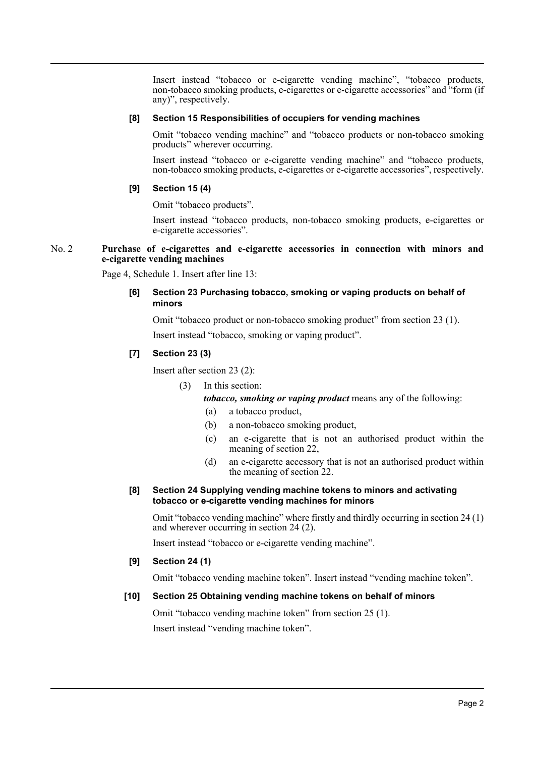Insert instead "tobacco or e-cigarette vending machine", "tobacco products, non-tobacco smoking products, e-cigarettes or e-cigarette accessories" and "form (if any)", respectively.

**[8] Section 15 Responsibilities of occupiers for vending machines**

Omit "tobacco vending machine" and "tobacco products or non-tobacco smoking products" wherever occurring.

Insert instead "tobacco or e-cigarette vending machine" and "tobacco products, non-tobacco smoking products, e-cigarettes or e-cigarette accessories", respectively.

**[9] Section 15 (4)**

Omit "tobacco products".

Insert instead "tobacco products, non-tobacco smoking products, e-cigarettes or e-cigarette accessories".

**No. 2 Purchase of e-cigarettes and e-cigarette accessories in connection with minors and e-cigarette vending machines**

Page 4, Schedule 1. Insert after line 13:

**[6] Section 23 Purchasing tobacco, smoking or vaping products on behalf of minors**

Omit "tobacco product or non-tobacco smoking product" from section 23 (1).

Insert instead "tobacco, smoking or vaping product".

**[7] Section 23 (3)**

Insert after section 23 (2):

(3) In this section:

***tobacco, smoking or vaping product*** means any of the following:

- (a) a tobacco product,
- (b) a non-tobacco smoking product,
- (c) an e-cigarette that is not an authorised product within the meaning of section 22,
- (d) an e-cigarette accessory that is not an authorised product within the meaning of section 22.

**[8] Section 24 Supplying vending machine tokens to minors and activating tobacco or e-cigarette vending machines for minors**

Omit "tobacco vending machine" where firstly and thirdly occurring in section 24 (1) and wherever occurring in section 24 (2).

Insert instead "tobacco or e-cigarette vending machine".

**[9] Section 24 (1)**

Omit "tobacco vending machine token". Insert instead "vending machine token".

**[10] Section 25 Obtaining vending machine tokens on behalf of minors**

Omit "tobacco vending machine token" from section 25 (1).

Insert instead "vending machine token".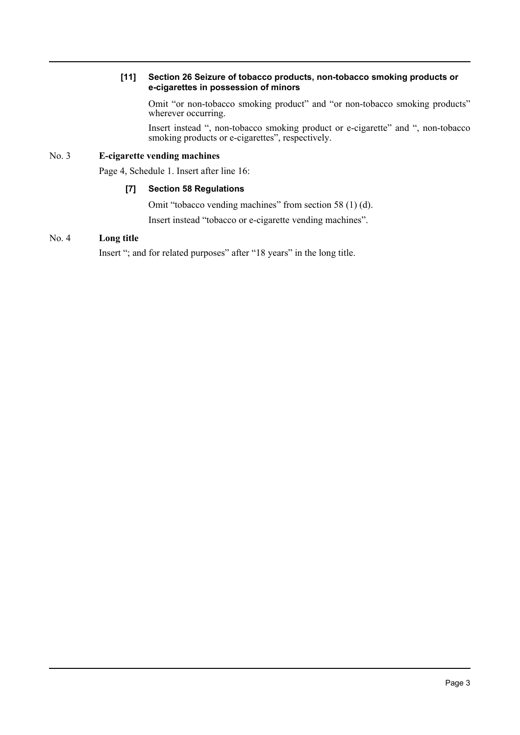**[11] Section 26 Seizure of tobacco products, non-tobacco smoking products or e-cigarettes in possession of minors**

Omit "or non-tobacco smoking product" and "or non-tobacco smoking products" wherever occurring.

Insert instead ", non-tobacco smoking product or e-cigarette" and ", non-tobacco smoking products or e-cigarettes", respectively.

No. 3 **E-cigarette vending machines**

Page 4, Schedule 1. Insert after line 16:

**[7] Section 58 Regulations**

Omit "tobacco vending machines" from section 58 (1) (d).

Insert instead "tobacco or e-cigarette vending machines".

No. 4 **Long title**

Insert "; and for related purposes" after "18 years" in the long title.